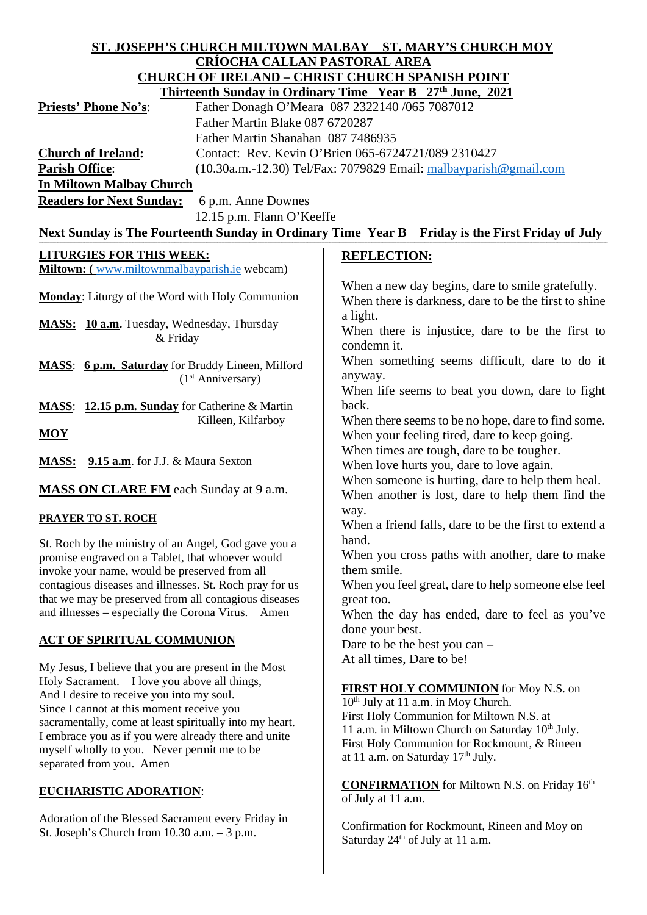**ST. JOSEPH'S CHURCH MILTOWN MALBAY ST. MARY'S CHURCH MOY**
**CRÍOCHA CALLAN PASTORAL AREA**
**CHURCH OF IRELAND – CHRIST CHURCH SPANISH POINT**
**Thirteenth Sunday in Ordinary Time Year B 27th June, 2021**

**Priests' Phone No's**: Father Donagh O'Meara 087 2322140 /065 7087012
Father Martin Blake 087 6720287
Father Martin Shanahan 087 7486935

**Church of Ireland:** Contact: Rev. Kevin O'Brien 065-6724721/089 2310427

**Parish Office**: (10.30a.m.-12.30) Tel/Fax: 7079829 Email: malbayparish@gmail.com

**In Miltown Malbay Church**

**Readers for Next Sunday:** 6 p.m. Anne Downes
12.15 p.m. Flann O'Keeffe

**Next Sunday is The Fourteenth Sunday in Ordinary Time Year B Friday is the First Friday of July**

## LITURGIES FOR THIS WEEK:

**Miltown: (** www.miltownmalbayparish.ie webcam)

**Monday**: Liturgy of the Word with Holy Communion

**MASS: 10 a.m.** Tuesday, Wednesday, Thursday & Friday

**MASS**: **6 p.m. Saturday** for Bruddy Lineen, Milford (1st Anniversary)

**MASS**: **12.15 p.m. Sunday** for Catherine & Martin Killeen, Kilfarboy

**MOY**

**MASS: 9.15 a.m**. for J.J. & Maura Sexton

**MASS ON CLARE FM** each Sunday at 9 a.m.

## PRAYER TO ST. ROCH

St. Roch by the ministry of an Angel, God gave you a promise engraved on a Tablet, that whoever would invoke your name, would be preserved from all contagious diseases and illnesses. St. Roch pray for us that we may be preserved from all contagious diseases and illnesses – especially the Corona Virus. Amen

## ACT OF SPIRITUAL COMMUNION

My Jesus, I believe that you are present in the Most Holy Sacrament. I love you above all things,
And I desire to receive you into my soul.
Since I cannot at this moment receive you sacramentally, come at least spiritually into my heart.
I embrace you as if you were already there and unite myself wholly to you. Never permit me to be separated from you. Amen

## EUCHARISTIC ADORATION:

Adoration of the Blessed Sacrament every Friday in St. Joseph's Church from 10.30 a.m. – 3 p.m.

## REFLECTION:

When a new day begins, dare to smile gratefully.
When there is darkness, dare to be the first to shine a light.
When there is injustice, dare to be the first to condemn it.
When something seems difficult, dare to do it anyway.
When life seems to beat you down, dare to fight back.
When there seems to be no hope, dare to find some.
When your feeling tired, dare to keep going.
When times are tough, dare to be tougher.
When love hurts you, dare to love again.
When someone is hurting, dare to help them heal.
When another is lost, dare to help them find the way.
When a friend falls, dare to be the first to extend a hand.
When you cross paths with another, dare to make them smile.
When you feel great, dare to help someone else feel great too.
When the day has ended, dare to feel as you've done your best.
Dare to be the best you can –
At all times, Dare to be!

**FIRST HOLY COMMUNION** for Moy N.S. on 10th July at 11 a.m. in Moy Church.
First Holy Communion for Miltown N.S. at 11 a.m. in Miltown Church on Saturday 10th July.
First Holy Communion for Rockmount, & Rineen at 11 a.m. on Saturday 17th July.

**CONFIRMATION** for Miltown N.S. on Friday 16th of July at 11 a.m.

Confirmation for Rockmount, Rineen and Moy on Saturday 24th of July at 11 a.m.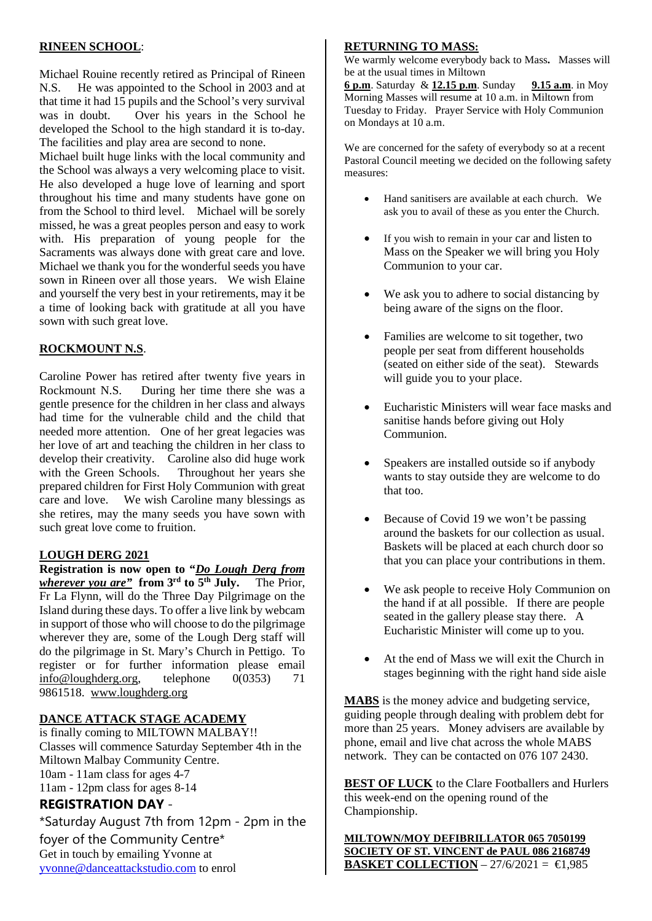## **RINEEN SCHOOL**:

Michael Rouine recently retired as Principal of Rineen N.S. He was appointed to the School in 2003 and at that time it had 15 pupils and the School's very survival was in doubt. Over his years in the School he developed the School to the high standard it is to-day. The facilities and play area are second to none.
Michael built huge links with the local community and the School was always a very welcoming place to visit. He also developed a huge love of learning and sport throughout his time and many students have gone on from the School to third level. Michael will be sorely missed, he was a great peoples person and easy to work with. His preparation of young people for the Sacraments was always done with great care and love. Michael we thank you for the wonderful seeds you have sown in Rineen over all those years. We wish Elaine and yourself the very best in your retirements, may it be a time of looking back with gratitude at all you have sown with such great love.

## **ROCKMOUNT N.S**.

Caroline Power has retired after twenty five years in Rockmount N.S. During her time there she was a gentle presence for the children in her class and always had time for the vulnerable child and the child that needed more attention. One of her great legacies was her love of art and teaching the children in her class to develop their creativity. Caroline also did huge work with the Green Schools. Throughout her years she prepared children for First Holy Communion with great care and love. We wish Caroline many blessings as she retires, may the many seeds you have sown with such great love come to fruition.

## **LOUGH DERG 2021**

**Registration is now open to "*Do Lough Derg from wherever you are*" from 3rd to 5th July.** The Prior, Fr La Flynn, will do the Three Day Pilgrimage on the Island during these days. To offer a live link by webcam in support of those who will choose to do the pilgrimage wherever they are, some of the Lough Derg staff will do the pilgrimage in St. Mary's Church in Pettigo. To register or for further information please email info@loughderg.org, telephone 0(0353) 71 9861518. www.loughderg.org

## **DANCE ATTACK STAGE ACADEMY**

is finally coming to MILTOWN MALBAY!!
Classes will commence Saturday September 4th in the Miltown Malbay Community Centre.
10am - 11am class for ages 4-7
11am - 12pm class for ages 8-14

**REGISTRATION DAY** -
*Saturday August 7th from 12pm - 2pm in the foyer of the Community Centre*
Get in touch by emailing Yvonne at yvonne@danceattackstudio.com to enrol

## **RETURNING TO MASS:**

We warmly welcome everybody back to Mass**.** Masses will be at the usual times in Miltown
**6 p.m**. Saturday & **12.15 p.m**. Sunday **9.15 a.m**. in Moy
Morning Masses will resume at 10 a.m. in Miltown from Tuesday to Friday. Prayer Service with Holy Communion on Mondays at 10 a.m.

We are concerned for the safety of everybody so at a recent Pastoral Council meeting we decided on the following safety measures:

- Hand sanitisers are available at each church. We ask you to avail of these as you enter the Church.
- If you wish to remain in your car and listen to Mass on the Speaker we will bring you Holy Communion to your car.
- We ask you to adhere to social distancing by being aware of the signs on the floor.
- Families are welcome to sit together, two people per seat from different households (seated on either side of the seat). Stewards will guide you to your place.
- Eucharistic Ministers will wear face masks and sanitise hands before giving out Holy Communion.
- Speakers are installed outside so if anybody wants to stay outside they are welcome to do that too.
- Because of Covid 19 we won't be passing around the baskets for our collection as usual. Baskets will be placed at each church door so that you can place your contributions in them.
- We ask people to receive Holy Communion on the hand if at all possible. If there are people seated in the gallery please stay there. A Eucharistic Minister will come up to you.
- At the end of Mass we will exit the Church in stages beginning with the right hand side aisle

**MABS** is the money advice and budgeting service, guiding people through dealing with problem debt for more than 25 years. Money advisers are available by phone, email and live chat across the whole MABS network. They can be contacted on 076 107 2430.

**BEST OF LUCK** to the Clare Footballers and Hurlers this week-end on the opening round of the Championship.

**MILTOWN/MOY DEFIBRILLATOR 065 7050199**
**SOCIETY OF ST. VINCENT de PAUL 086 2168749**
**BASKET COLLECTION** – 27/6/2021 = €1,985